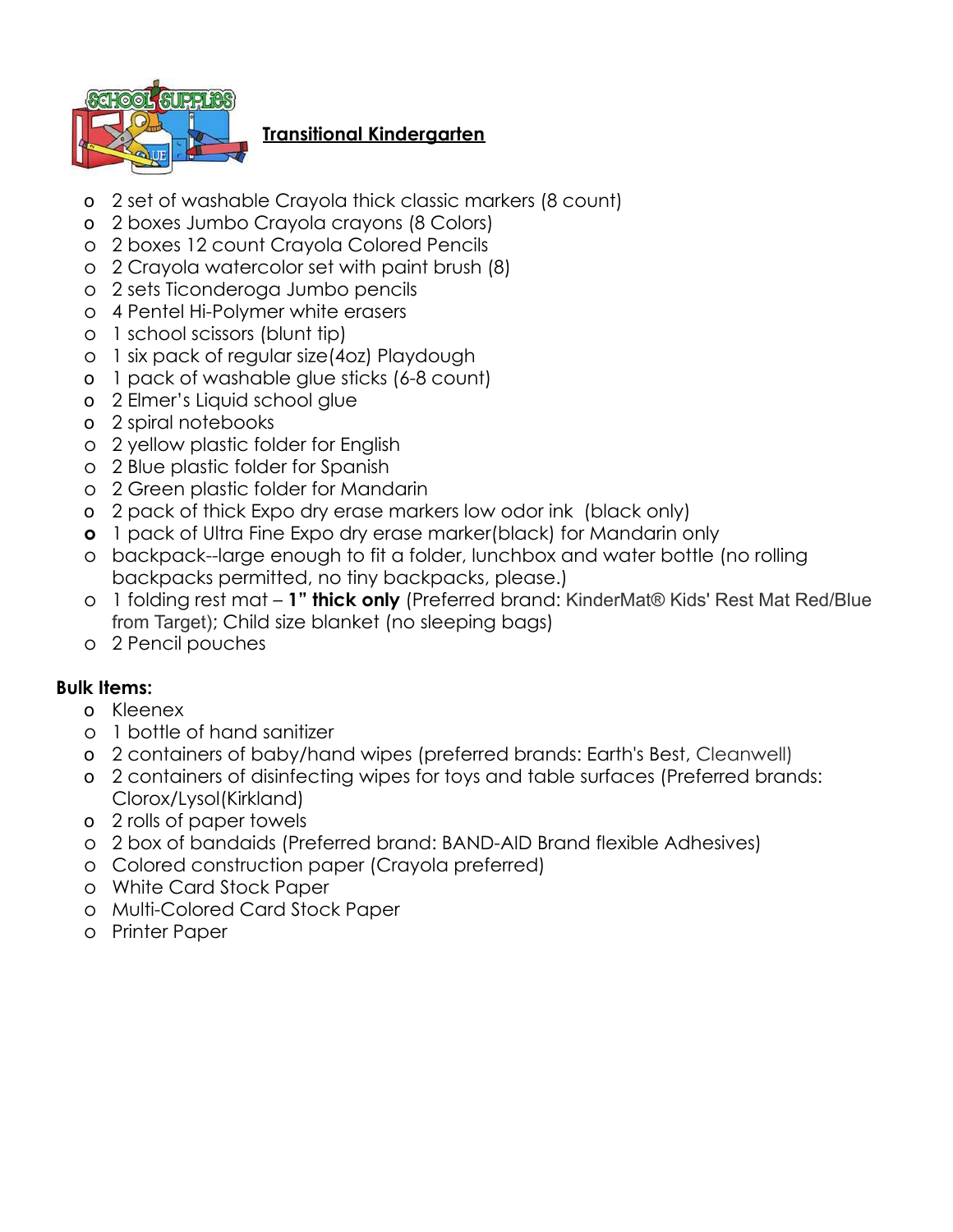## Transitional Kindergarten

- 2 set of washable Crayola thick classic markers (8 count)
- 2 boxes Jumbo Crayola crayons (8 Colors)
- 2 boxes 12 count Crayola Colored Pencils
- 2 Crayola watercolor set with paint brush (8)
- 2 sets Ticonderoga Jumbo pencils
- 4 Pentel Hi-Polymer white erasers
- 1 school scissors (blunt tip)
- 1 six pack of regular size(4oz) Playdough
- 1 pack of washable glue sticks (6-8 count)
- 2 Elmer's Liquid school glue
- 2 spiral notebooks
- 2 yellow plastic folder for English
- 2 Blue plastic folder for Spanish
- 2 Green plastic folder for Mandarin
- 2 pack of thick Expo dry erase markers low odor ink (black only)
- 1 pack of Ultra Fine Expo dry erase marker(black) for Mandarin only
- backpack--large enough to fit a folder, lunchbox and water bottle (no rolling backpacks permitted, no tiny backpacks, please.)
- 1 folding rest mat – **1" thick only** (Preferred brand: KinderMat® Kids' Rest Mat Red/Blue from Target); Child size blanket (no sleeping bags)
- 2 Pencil pouches

**Bulk Items:**

- Kleenex
- 1 bottle of hand sanitizer
- 2 containers of baby/hand wipes (preferred brands: Earth's Best, Cleanwell)
- 2 containers of disinfecting wipes for toys and table surfaces (Preferred brands: Clorox/Lysol(Kirkland)
- 2 rolls of paper towels
- 2 box of bandaids (Preferred brand: BAND-AID Brand flexible Adhesives)
- Colored construction paper (Crayola preferred)
- White Card Stock Paper
- Multi-Colored Card Stock Paper
- Printer Paper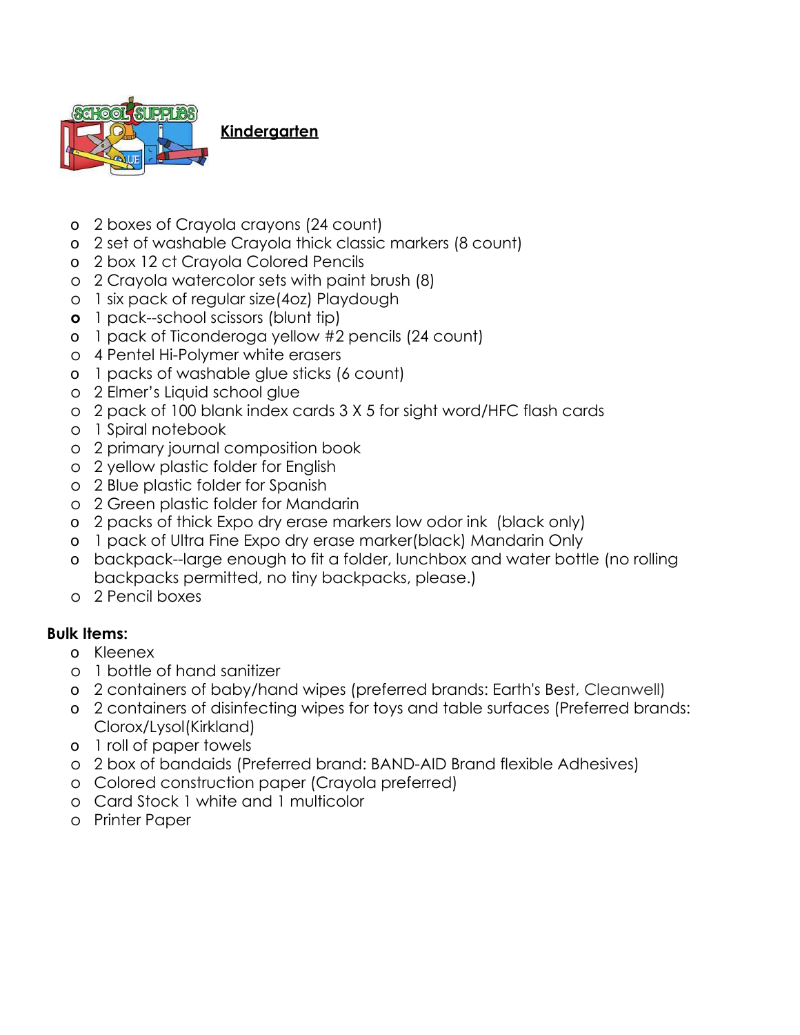**Kindergarten**

- 2 boxes of Crayola crayons (24 count)
- 2 set of washable Crayola thick classic markers (8 count)
- 2 box 12 ct Crayola Colored Pencils
- 2 Crayola watercolor sets with paint brush (8)
- 1 six pack of regular size(4oz) Playdough
- 1 pack--school scissors (blunt tip)
- 1 pack of Ticonderoga yellow #2 pencils (24 count)
- 4 Pentel Hi-Polymer white erasers
- 1 packs of washable glue sticks (6 count)
- 2 Elmer's Liquid school glue
- 2 pack of 100 blank index cards 3 X 5 for sight word/HFC flash cards
- 1 Spiral notebook
- 2 primary journal composition book
- 2 yellow plastic folder for English
- 2 Blue plastic folder for Spanish
- 2 Green plastic folder for Mandarin
- 2 packs of thick Expo dry erase markers low odor ink (black only)
- 1 pack of Ultra Fine Expo dry erase marker(black) Mandarin Only
- backpack--large enough to fit a folder, lunchbox and water bottle (no rolling backpacks permitted, no tiny backpacks, please.)
- 2 Pencil boxes

**Bulk Items:**

- Kleenex
- 1 bottle of hand sanitizer
- 2 containers of baby/hand wipes (preferred brands: Earth's Best, Cleanwell)
- 2 containers of disinfecting wipes for toys and table surfaces (Preferred brands: Clorox/Lysol(Kirkland)
- 1 roll of paper towels
- 2 box of bandaids (Preferred brand: BAND-AID Brand flexible Adhesives)
- Colored construction paper (Crayola preferred)
- Card Stock 1 white and 1 multicolor
- Printer Paper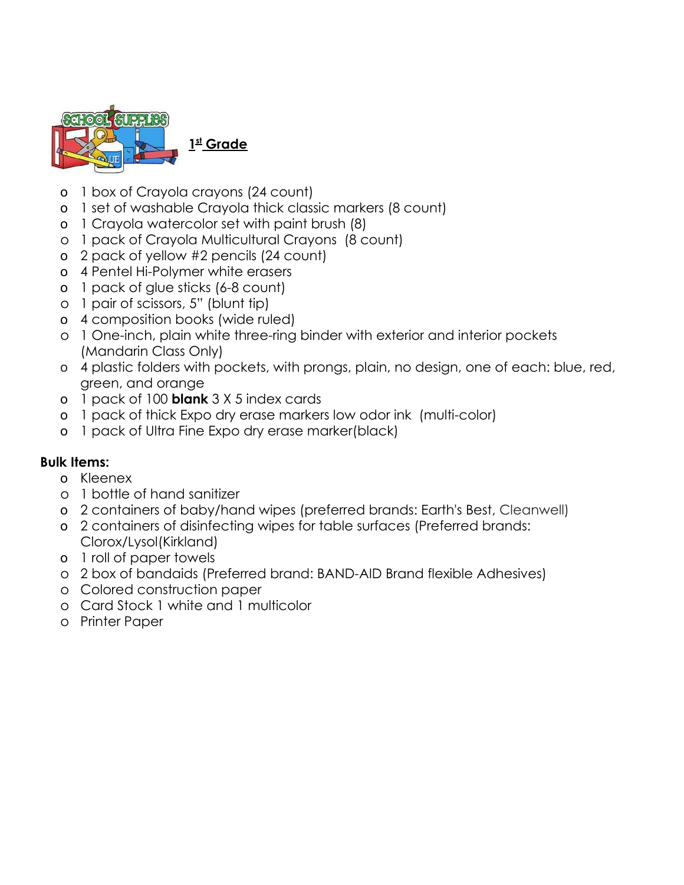## 1st Grade

- 1 box of Crayola crayons (24 count)
- 1 set of washable Crayola thick classic markers (8 count)
- 1 Crayola watercolor set with paint brush (8)
- 1 pack of Crayola Multicultural Crayons (8 count)
- 2 pack of yellow #2 pencils (24 count)
- 4 Pentel Hi-Polymer white erasers
- 1 pack of glue sticks (6-8 count)
- 1 pair of scissors, 5" (blunt tip)
- 4 composition books (wide ruled)
- 1 One-inch, plain white three-ring binder with exterior and interior pockets (Mandarin Class Only)
- 4 plastic folders with pockets, with prongs, plain, no design, one of each: blue, red, green, and orange
- 1 pack of 100 **blank** 3 X 5 index cards
- 1 pack of thick Expo dry erase markers low odor ink (multi-color)
- 1 pack of Ultra Fine Expo dry erase marker(black)

**Bulk Items:**

- Kleenex
- 1 bottle of hand sanitizer
- 2 containers of baby/hand wipes (preferred brands: Earth's Best, Cleanwell)
- 2 containers of disinfecting wipes for table surfaces (Preferred brands: Clorox/Lysol(Kirkland)
- 1 roll of paper towels
- 2 box of bandaids (Preferred brand: BAND-AID Brand flexible Adhesives)
- Colored construction paper
- Card Stock 1 white and 1 multicolor
- Printer Paper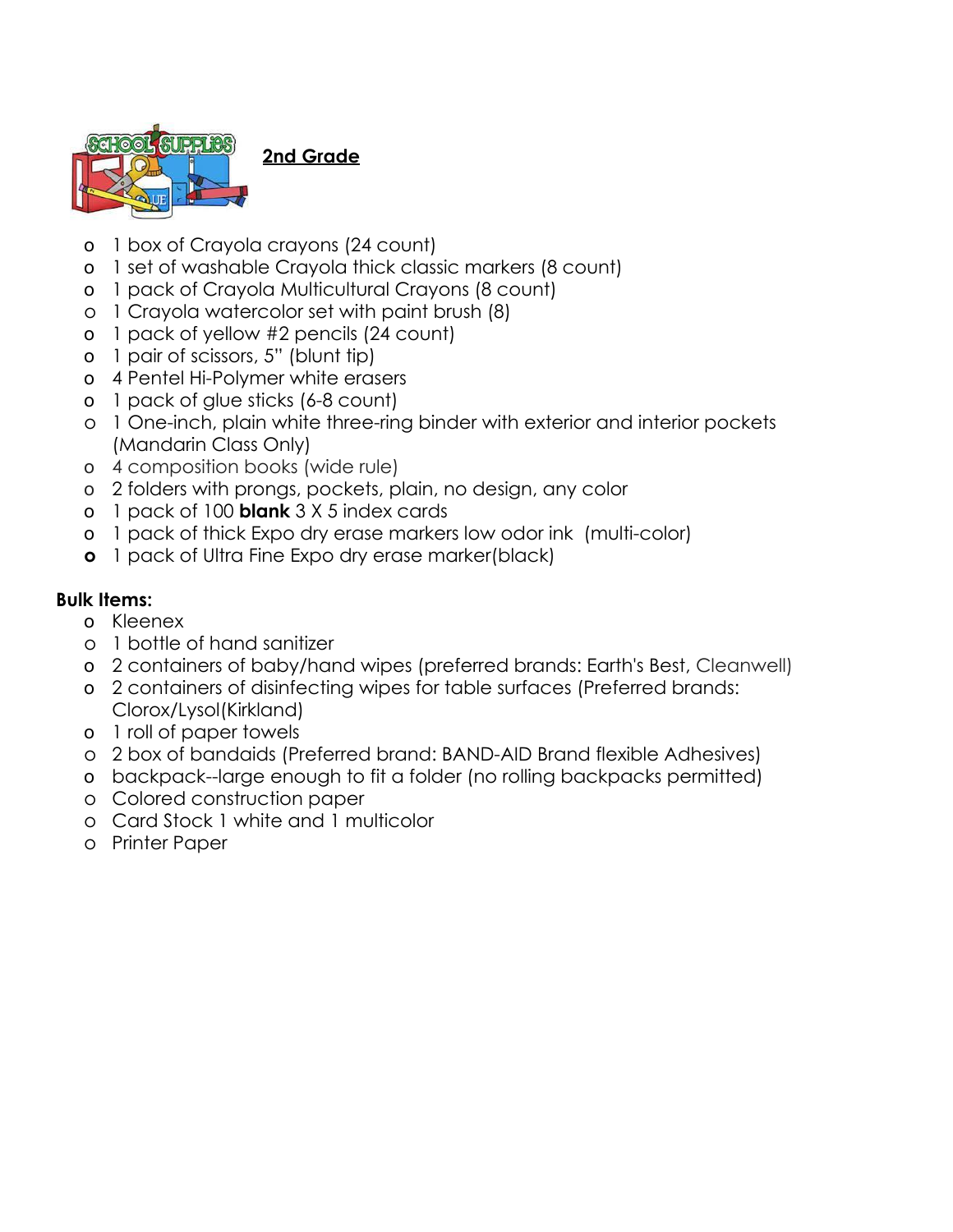**2nd Grade**

- 1 box of Crayola crayons (24 count)
- 1 set of washable Crayola thick classic markers (8 count)
- 1 pack of Crayola Multicultural Crayons (8 count)
- 1 Crayola watercolor set with paint brush (8)
- 1 pack of yellow #2 pencils (24 count)
- 1 pair of scissors, 5" (blunt tip)
- 4 Pentel Hi-Polymer white erasers
- 1 pack of glue sticks (6-8 count)
- 1 One-inch, plain white three-ring binder with exterior and interior pockets (Mandarin Class Only)
- 4 composition books (wide rule)
- 2 folders with prongs, pockets, plain, no design, any color
- 1 pack of 100 **blank** 3 X 5 index cards
- 1 pack of thick Expo dry erase markers low odor ink (multi-color)
- 1 pack of Ultra Fine Expo dry erase marker(black)

**Bulk Items:**

- Kleenex
- 1 bottle of hand sanitizer
- 2 containers of baby/hand wipes (preferred brands: Earth's Best, Cleanwell)
- 2 containers of disinfecting wipes for table surfaces (Preferred brands: Clorox/Lysol(Kirkland)
- 1 roll of paper towels
- 2 box of bandaids (Preferred brand: BAND-AID Brand flexible Adhesives)
- backpack--large enough to fit a folder (no rolling backpacks permitted)
- Colored construction paper
- Card Stock 1 white and 1 multicolor
- Printer Paper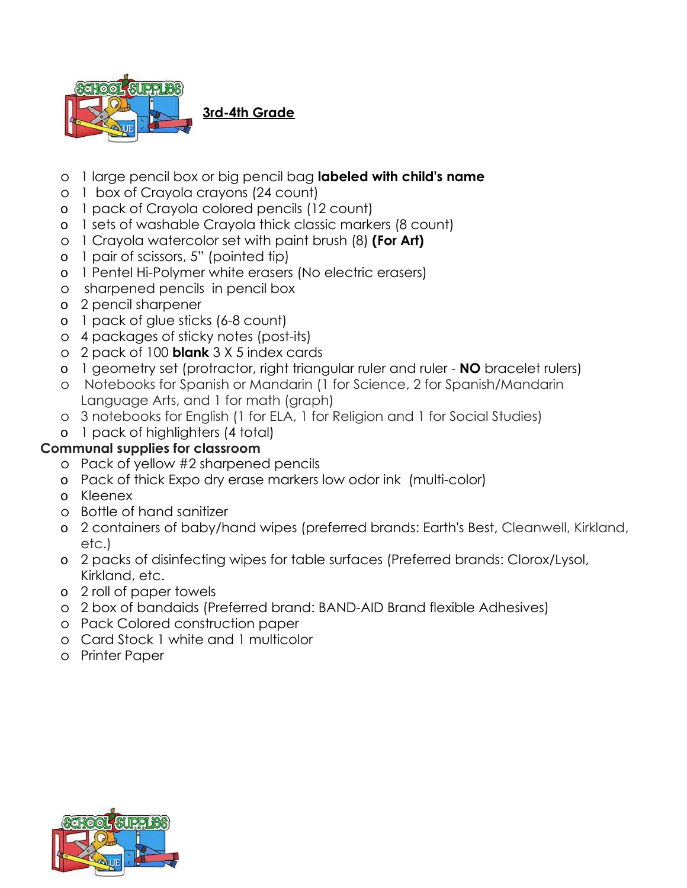**3rd-4th Grade**

- 1 large pencil box or big pencil bag **labeled with child's name**
- 1  box of Crayola crayons (24 count)
- 1 pack of Crayola colored pencils (12 count)
- 1 sets of washable Crayola thick classic markers (8 count)
- 1 Crayola watercolor set with paint brush (8) **(For Art)**
- 1 pair of scissors, 5" (pointed tip)
- 1 Pentel Hi-Polymer white erasers (No electric erasers)
- sharpened pencils  in pencil box
- 2 pencil sharpener
- 1 pack of glue sticks (6-8 count)
- 4 packages of sticky notes (post-its)
- 2 pack of 100 **blank** 3 X 5 index cards
- 1 geometry set (protractor, right triangular ruler and ruler - **NO** bracelet rulers)
- Notebooks for Spanish or Mandarin (1 for Science, 2 for Spanish/Mandarin Language Arts, and 1 for math (graph)
- 3 notebooks for English (1 for ELA, 1 for Religion and 1 for Social Studies)
- 1 pack of highlighters (4 total)

**Communal supplies for classroom**

- Pack of yellow #2 sharpened pencils
- Pack of thick Expo dry erase markers low odor ink  (multi-color)
- Kleenex
- Bottle of hand sanitizer
- 2 containers of baby/hand wipes (preferred brands: Earth's Best, Cleanwell, Kirkland, etc.)
- 2 packs of disinfecting wipes for table surfaces (Preferred brands: Clorox/Lysol, Kirkland, etc.
- 2 roll of paper towels
- 2 box of bandaids (Preferred brand: BAND-AID Brand flexible Adhesives)
- Pack Colored construction paper
- Card Stock 1 white and 1 multicolor
- Printer Paper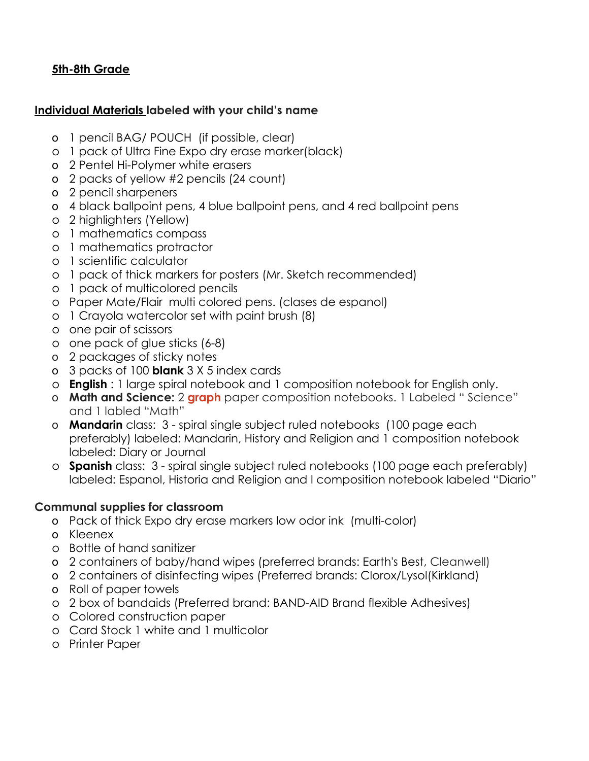**5th-8th Grade**

**Individual Materials labeled with your child's name**

- 1 pencil BAG/ POUCH (if possible, clear)
- 1 pack of Ultra Fine Expo dry erase marker(black)
- 2 Pentel Hi-Polymer white erasers
- 2 packs of yellow #2 pencils (24 count)
- 2 pencil sharpeners
- 4 black ballpoint pens, 4 blue ballpoint pens, and 4 red ballpoint pens
- 2 highlighters (Yellow)
- 1 mathematics compass
- 1 mathematics protractor
- 1 scientific calculator
- 1 pack of thick markers for posters (Mr. Sketch recommended)
- 1 pack of multicolored pencils
- Paper Mate/Flair multi colored pens. (clases de espanol)
- 1 Crayola watercolor set with paint brush (8)
- one pair of scissors
- one pack of glue sticks (6-8)
- 2 packages of sticky notes
- 3 packs of 100 **blank** 3 X 5 index cards
- **English** : 1 large spiral notebook and 1 composition notebook for English only.
- **Math and Science:** 2 **graph** paper composition notebooks. 1 Labeled " Science" and 1 labled "Math"
- **Mandarin** class: 3 - spiral single subject ruled notebooks (100 page each preferably) labeled: Mandarin, History and Religion and 1 composition notebook labeled: Diary or Journal
- **Spanish** class: 3 - spiral single subject ruled notebooks (100 page each preferably) labeled: Espanol, Historia and Religion and I composition notebook labeled "Diario"

**Communal supplies for classroom**

- Pack of thick Expo dry erase markers low odor ink (multi-color)
- Kleenex
- Bottle of hand sanitizer
- 2 containers of baby/hand wipes (preferred brands: Earth's Best, Cleanwell)
- 2 containers of disinfecting wipes (Preferred brands: Clorox/Lysol(Kirkland)
- Roll of paper towels
- 2 box of bandaids (Preferred brand: BAND-AID Brand flexible Adhesives)
- Colored construction paper
- Card Stock 1 white and 1 multicolor
- Printer Paper